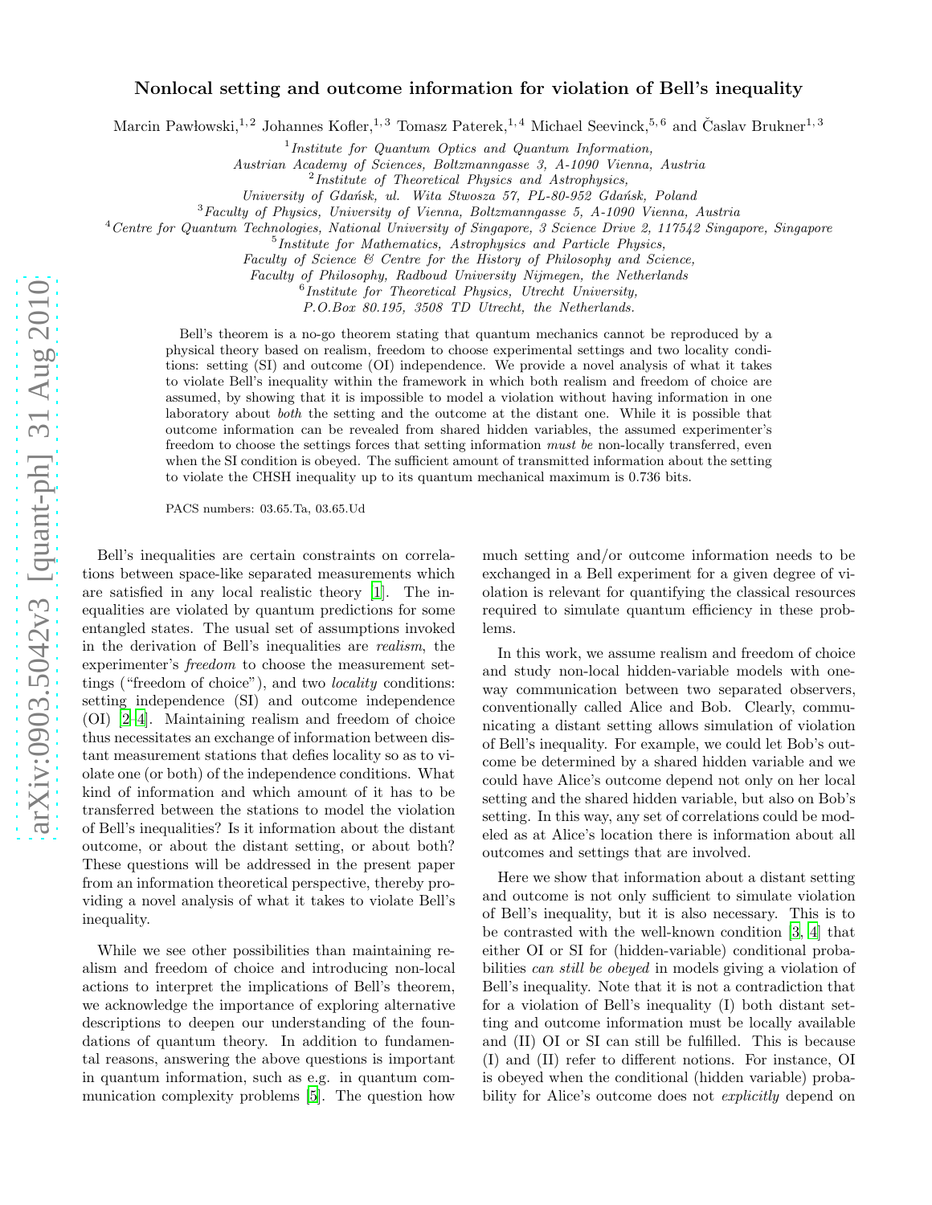# Nonlocal setting and outcome information for violation of Bell's inequality

Marcin Pawłowski,[1,2] Johannes Kofler,[1,3] Tomasz Paterek,[1,4] Michael Seevinck,[5,6] and Časlav Brukner[1,3]

[1] *Institute for Quantum Optics and Quantum Information, Austrian Academy of Sciences, Boltzmanngasse 3, A-1090 Vienna, Austria*
[2] *Institute of Theoretical Physics and Astrophysics, University of Gdańsk, ul. Wita Stwosza 57, PL-80-952 Gdańsk, Poland*
[3] *Faculty of Physics, University of Vienna, Boltzmanngasse 5, A-1090 Vienna, Austria*
[4] *Centre for Quantum Technologies, National University of Singapore, 3 Science Drive 2, 117542 Singapore, Singapore*
[5] *Institute for Mathematics, Astrophysics and Particle Physics, Faculty of Science & Centre for the History of Philosophy and Science, Faculty of Philosophy, Radboud University Nijmegen, the Netherlands*
[6] *Institute for Theoretical Physics, Utrecht University, P.O.Box 80.195, 3508 TD Utrecht, the Netherlands.*

Bell's theorem is a no-go theorem stating that quantum mechanics cannot be reproduced by a physical theory based on realism, freedom to choose experimental settings and two locality conditions: setting (SI) and outcome (OI) independence. We provide a novel analysis of what it takes to violate Bell's inequality within the framework in which both realism and freedom of choice are assumed, by showing that it is impossible to model a violation without having information in one laboratory about *both* the setting and the outcome at the distant one. While it is possible that outcome information can be revealed from shared hidden variables, the assumed experimenter's freedom to choose the settings forces that setting information *must be* non-locally transferred, even when the SI condition is obeyed. The sufficient amount of transmitted information about the setting to violate the CHSH inequality up to its quantum mechanical maximum is 0.736 bits.

PACS numbers: 03.65.Ta, 03.65.Ud

Bell's inequalities are certain constraints on correlations between space-like separated measurements which are satisfied in any local realistic theory [1]. The inequalities are violated by quantum predictions for some entangled states. The usual set of assumptions invoked in the derivation of Bell's inequalities are *realism*, the experimenter's *freedom* to choose the measurement settings ("freedom of choice"), and two *locality* conditions: setting independence (SI) and outcome independence (OI) [2–4]. Maintaining realism and freedom of choice thus necessitates an exchange of information between distant measurement stations that defies locality so as to violate one (or both) of the independence conditions. What kind of information and which amount of it has to be transferred between the stations to model the violation of Bell's inequalities? Is it information about the distant outcome, or about the distant setting, or about both? These questions will be addressed in the present paper from an information theoretical perspective, thereby providing a novel analysis of what it takes to violate Bell's inequality.

While we see other possibilities than maintaining realism and freedom of choice and introducing non-local actions to interpret the implications of Bell's theorem, we acknowledge the importance of exploring alternative descriptions to deepen our understanding of the foundations of quantum theory. In addition to fundamental reasons, answering the above questions is important in quantum information, such as e.g. in quantum communication complexity problems [5]. The question how much setting and/or outcome information needs to be exchanged in a Bell experiment for a given degree of violation is relevant for quantifying the classical resources required to simulate quantum efficiency in these problems.

In this work, we assume realism and freedom of choice and study non-local hidden-variable models with one-way communication between two separated observers, conventionally called Alice and Bob. Clearly, communicating a distant setting allows simulation of violation of Bell's inequality. For example, we could let Bob's outcome be determined by a shared hidden variable and we could have Alice's outcome depend not only on her local setting and the shared hidden variable, but also on Bob's setting. In this way, any set of correlations could be modeled as at Alice's location there is information about all outcomes and settings that are involved.

Here we show that information about a distant setting and outcome is not only sufficient to simulate violation of Bell's inequality, but it is also necessary. This is to be contrasted with the well-known condition [3, 4] that either OI or SI for (hidden-variable) conditional probabilities *can still be obeyed* in models giving a violation of Bell's inequality. Note that it is not a contradiction that for a violation of Bell's inequality (I) both distant setting and outcome information must be locally available and (II) OI or SI can still be fulfilled. This is because (I) and (II) refer to different notions. For instance, OI is obeyed when the conditional (hidden variable) probability for Alice's outcome does not *explicitly* depend on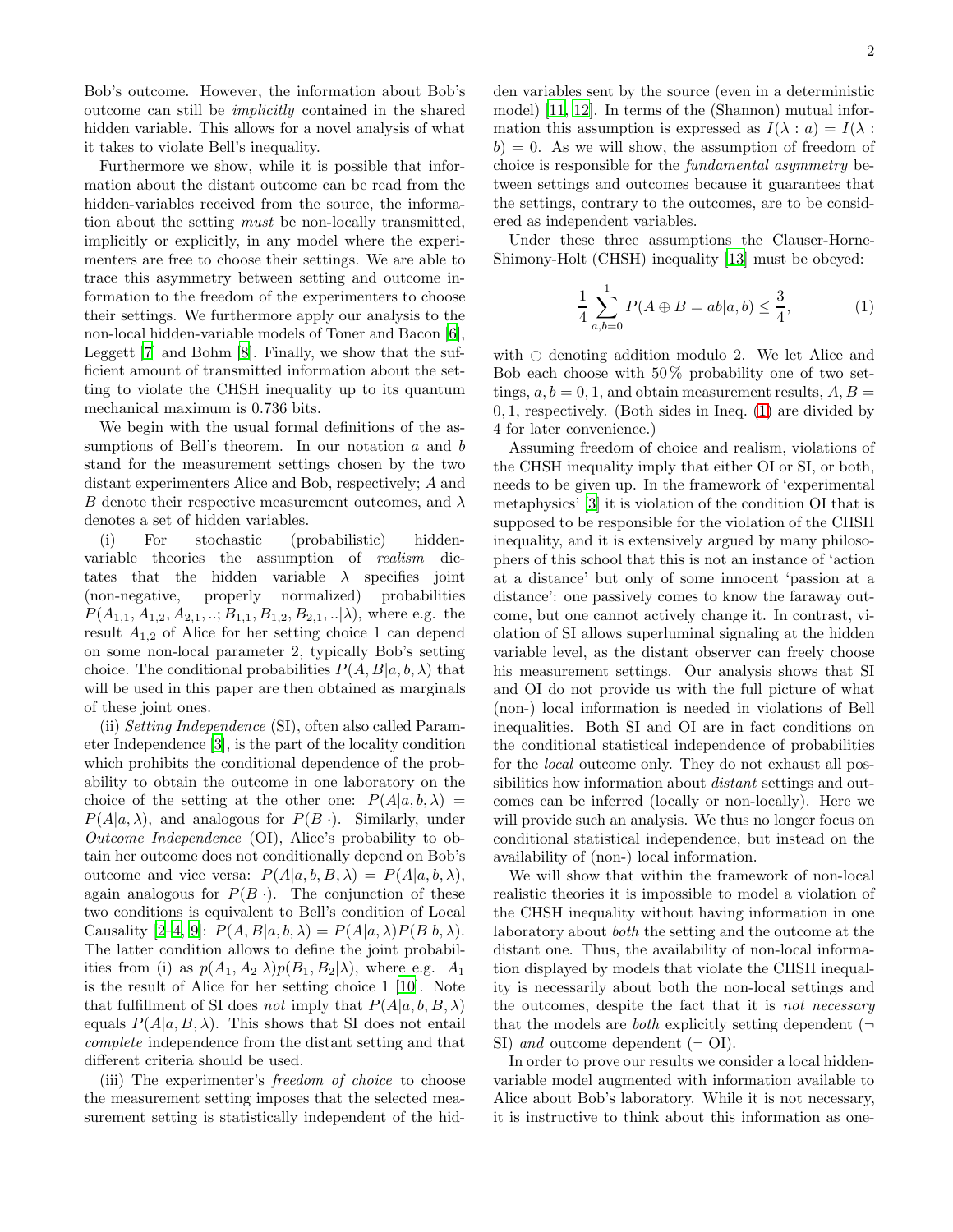Bob's outcome. However, the information about Bob's outcome can still be *implicitly* contained in the shared hidden variable. This allows for a novel analysis of what it takes to violate Bell's inequality.

Furthermore we show, while it is possible that information about the distant outcome can be read from the hidden-variables received from the source, the information about the setting *must* be non-locally transmitted, implicitly or explicitly, in any model where the experimenters are free to choose their settings. We are able to trace this asymmetry between setting and outcome information to the freedom of the experimenters to choose their settings. We furthermore apply our analysis to the non-local hidden-variable models of Toner and Bacon [6], Leggett [7] and Bohm [8]. Finally, we show that the sufficient amount of transmitted information about the setting to violate the CHSH inequality up to its quantum mechanical maximum is 0.736 bits.

We begin with the usual formal definitions of the assumptions of Bell's theorem. In our notation $a$ and $b$ stand for the measurement settings chosen by the two distant experimenters Alice and Bob, respectively; $A$ and $B$ denote their respective measurement outcomes, and $\lambda$ denotes a set of hidden variables.

(i) For stochastic (probabilistic) hidden-variable theories the assumption of *realism* dictates that the hidden variable $\lambda$ specifies joint (non-negative, properly normalized) probabilities $P(A_{1,1}, A_{1,2}, A_{2,1}, ..; B_{1,1}, B_{1,2}, B_{2,1}, ..|\lambda)$, where e.g. the result $A_{1,2}$ of Alice for her setting choice 1 can depend on some non-local parameter 2, typically Bob's setting choice. The conditional probabilities $P(A, B|a, b, \lambda)$ that will be used in this paper are then obtained as marginals of these joint ones.

(ii) *Setting Independence* (SI), often also called Parameter Independence [3], is the part of the locality condition which prohibits the conditional dependence of the probability to obtain the outcome in one laboratory on the choice of the setting at the other one: $P(A|a, b, \lambda) = P(A|a, \lambda)$, and analogous for $P(B|\cdot)$. Similarly, under *Outcome Independence* (OI), Alice's probability to obtain her outcome does not conditionally depend on Bob's outcome and vice versa: $P(A|a, b, B, \lambda) = P(A|a, b, \lambda)$, again analogous for $P(B|\cdot)$. The conjunction of these two conditions is equivalent to Bell's condition of Local Causality [2–4, 9]: $P(A, B|a, b, \lambda) = P(A|a, \lambda)P(B|b, \lambda)$. The latter condition allows to define the joint probabilities from (i) as $p(A_1, A_2|\lambda)p(B_1, B_2|\lambda)$, where e.g. $A_1$ is the result of Alice for her setting choice 1 [10]. Note that fulfillment of SI does *not* imply that $P(A|a, b, B, \lambda)$ equals $P(A|a, B, \lambda)$. This shows that SI does not entail *complete* independence from the distant setting and that different criteria should be used.

(iii) The experimenter's *freedom of choice* to choose the measurement setting imposes that the selected measurement setting is statistically independent of the hidden variables sent by the source (even in a deterministic model) [11, 12]. In terms of the (Shannon) mutual information this assumption is expressed as $I(\lambda : a) = I(\lambda : b) = 0$. As we will show, the assumption of freedom of choice is responsible for the *fundamental asymmetry* between settings and outcomes because it guarantees that the settings, contrary to the outcomes, are to be considered as independent variables.

Under these three assumptions the Clauser-Horne-Shimony-Holt (CHSH) inequality [13] must be obeyed:

$$\frac{1}{4}\sum_{a,b=0}^{1} P(A \oplus B = ab|a, b) \leq \frac{3}{4}, \tag{1}$$

with $\oplus$ denoting addition modulo 2. We let Alice and Bob each choose with 50 % probability one of two settings, $a, b = 0, 1$, and obtain measurement results, $A, B = 0, 1$, respectively. (Both sides in Ineq. (1) are divided by 4 for later convenience.)

Assuming freedom of choice and realism, violations of the CHSH inequality imply that either OI or SI, or both, needs to be given up. In the framework of 'experimental metaphysics' [3] it is violation of the condition OI that is supposed to be responsible for the violation of the CHSH inequality, and it is extensively argued by many philosophers of this school that this is not an instance of 'action at a distance' but only of some innocent 'passion at a distance': one passively comes to know the faraway outcome, but one cannot actively change it. In contrast, violation of SI allows superluminal signaling at the hidden variable level, as the distant observer can freely choose his measurement settings. Our analysis shows that SI and OI do not provide us with the full picture of what (non-) local information is needed in violations of Bell inequalities. Both SI and OI are in fact conditions on the conditional statistical independence of probabilities for the *local* outcome only. They do not exhaust all possibilities how information about *distant* settings and outcomes can be inferred (locally or non-locally). Here we will provide such an analysis. We thus no longer focus on conditional statistical independence, but instead on the availability of (non-) local information.

We will show that within the framework of non-local realistic theories it is impossible to model a violation of the CHSH inequality without having information in one laboratory about *both* the setting and the outcome at the distant one. Thus, the availability of non-local information displayed by models that violate the CHSH inequality is necessarily about both the non-local settings and the outcomes, despite the fact that it is *not necessary* that the models are *both* explicitly setting dependent ($\neg$ SI) *and* outcome dependent ($\neg$ OI).

In order to prove our results we consider a local hidden-variable model augmented with information available to Alice about Bob's laboratory. While it is not necessary, it is instructive to think about this information as one-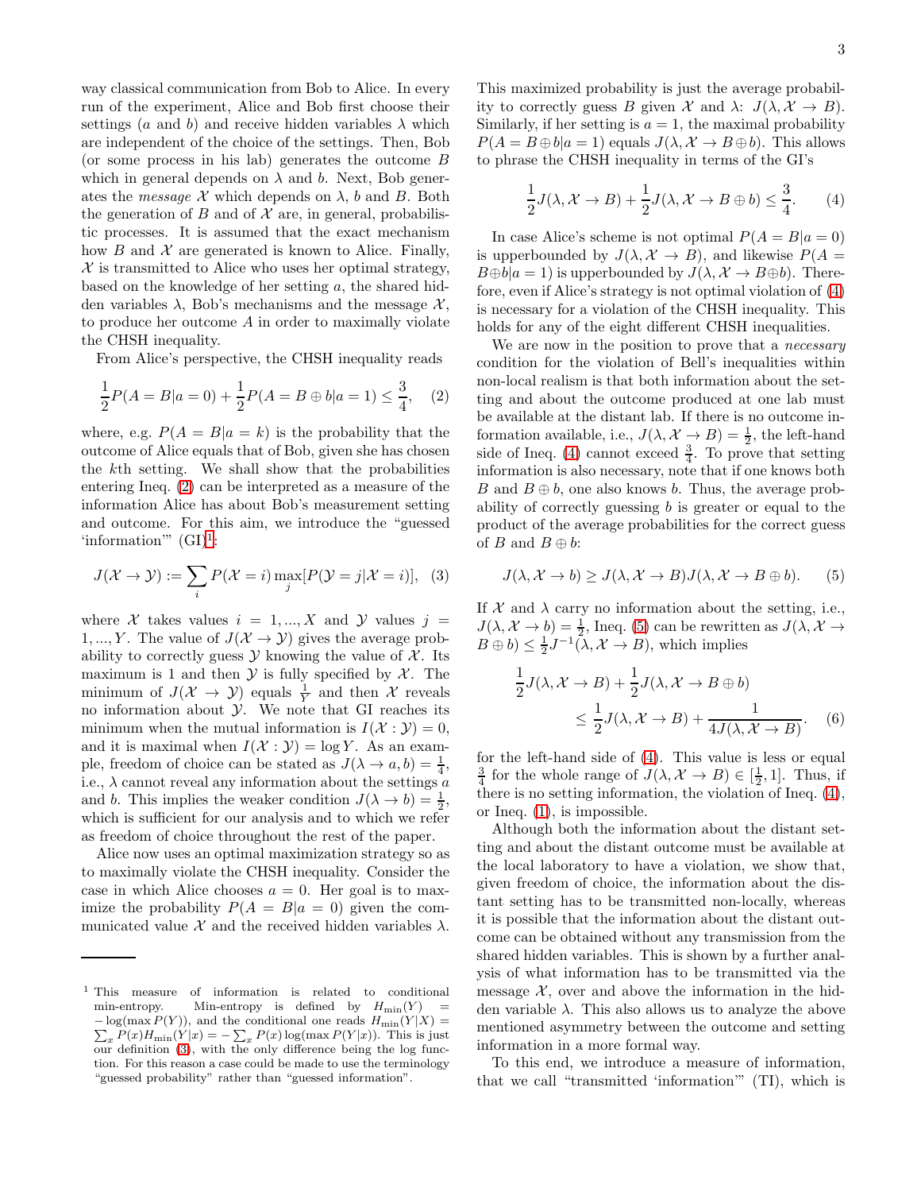way classical communication from Bob to Alice. In every run of the experiment, Alice and Bob first choose their settings ($a$ and $b$) and receive hidden variables $\lambda$ which are independent of the choice of the settings. Then, Bob (or some process in his lab) generates the outcome $B$ which in general depends on $\lambda$ and $b$. Next, Bob generates the *message* $\mathcal{X}$ which depends on $\lambda$, $b$ and $B$. Both the generation of $B$ and of $\mathcal{X}$ are, in general, probabilistic processes. It is assumed that the exact mechanism how $B$ and $\mathcal{X}$ are generated is known to Alice. Finally, $\mathcal{X}$ is transmitted to Alice who uses her optimal strategy, based on the knowledge of her setting $a$, the shared hidden variables $\lambda$, Bob's mechanisms and the message $\mathcal{X}$, to produce her outcome $A$ in order to maximally violate the CHSH inequality.

From Alice's perspective, the CHSH inequality reads

$$\frac{1}{2}P(A = B|a = 0) + \frac{1}{2}P(A = B \oplus b|a = 1) \leq \frac{3}{4}, \quad (2)$$

where, e.g. $P(A = B|a = k)$ is the probability that the outcome of Alice equals that of Bob, given she has chosen the $k$th setting. We shall show that the probabilities entering Ineq. (2) can be interpreted as a measure of the information Alice has about Bob's measurement setting and outcome. For this aim, we introduce the "guessed 'information'" (GI)[1]:

$$J(\mathcal{X} \rightarrow \mathcal{Y}) := \sum_i P(\mathcal{X} = i) \max_j [P(\mathcal{Y} = j|\mathcal{X} = i)], \quad (3)$$

where $\mathcal{X}$ takes values $i = 1, ..., X$ and $\mathcal{Y}$ values $j = 1, ..., Y$. The value of $J(\mathcal{X} \rightarrow \mathcal{Y})$ gives the average probability to correctly guess $\mathcal{Y}$ knowing the value of $\mathcal{X}$. Its maximum is 1 and then $\mathcal{Y}$ is fully specified by $\mathcal{X}$. The minimum of $J(\mathcal{X} \rightarrow \mathcal{Y})$ equals $\frac{1}{Y}$ and then $\mathcal{X}$ reveals no information about $\mathcal{Y}$. We note that GI reaches its minimum when the mutual information is $I(\mathcal{X} : \mathcal{Y}) = 0$, and it is maximal when $I(\mathcal{X} : \mathcal{Y}) = \log Y$. As an example, freedom of choice can be stated as $J(\lambda \rightarrow a, b) = \frac{1}{4}$, i.e., $\lambda$ cannot reveal any information about the settings $a$ and $b$. This implies the weaker condition $J(\lambda \rightarrow b) = \frac{1}{2}$, which is sufficient for our analysis and to which we refer as freedom of choice throughout the rest of the paper.

Alice now uses an optimal maximization strategy so as to maximally violate the CHSH inequality. Consider the case in which Alice chooses $a = 0$. Her goal is to maximize the probability $P(A = B|a = 0)$ given the communicated value $\mathcal{X}$ and the received hidden variables $\lambda$. This maximized probability is just the average probability to correctly guess $B$ given $\mathcal{X}$ and $\lambda$: $J(\lambda, \mathcal{X} \rightarrow B)$. Similarly, if her setting is $a = 1$, the maximal probability $P(A = B \oplus b|a = 1)$ equals $J(\lambda, \mathcal{X} \rightarrow B \oplus b)$. This allows to phrase the CHSH inequality in terms of the GI's

$$\frac{1}{2}J(\lambda, \mathcal{X} \rightarrow B) + \frac{1}{2}J(\lambda, \mathcal{X} \rightarrow B \oplus b) \leq \frac{3}{4}. \quad (4)$$

In case Alice's scheme is not optimal $P(A = B|a = 0)$ is upperbounded by $J(\lambda, \mathcal{X} \rightarrow B)$, and likewise $P(A = B \oplus b|a = 1)$ is upperbounded by $J(\lambda, \mathcal{X} \rightarrow B \oplus b)$. Therefore, even if Alice's strategy is not optimal violation of (4) is necessary for a violation of the CHSH inequality. This holds for any of the eight different CHSH inequalities.

We are now in the position to prove that a *necessary* condition for the violation of Bell's inequalities within non-local realism is that both information about the setting and about the outcome produced at one lab must be available at the distant lab. If there is no outcome information available, i.e., $J(\lambda, \mathcal{X} \rightarrow B) = \frac{1}{2}$, the left-hand side of Ineq. (4) cannot exceed $\frac{3}{4}$. To prove that setting information is also necessary, note that if one knows both $B$ and $B \oplus b$, one also knows $b$. Thus, the average probability of correctly guessing $b$ is greater or equal to the product of the average probabilities for the correct guess of $B$ and $B \oplus b$:

$$J(\lambda, \mathcal{X} \rightarrow b) \geq J(\lambda, \mathcal{X} \rightarrow B)J(\lambda, \mathcal{X} \rightarrow B \oplus b). \quad (5)$$

If $\mathcal{X}$ and $\lambda$ carry no information about the setting, i.e., $J(\lambda, \mathcal{X} \rightarrow b) = \frac{1}{2}$, Ineq. (5) can be rewritten as $J(\lambda, \mathcal{X} \rightarrow B \oplus b) \leq \frac{1}{2}J^{-1}(\lambda, \mathcal{X} \rightarrow B)$, which implies

$$\frac{1}{2}J(\lambda, \mathcal{X} \rightarrow B) + \frac{1}{2}J(\lambda, \mathcal{X} \rightarrow B \oplus b) \leq \frac{1}{2}J(\lambda, \mathcal{X} \rightarrow B) + \frac{1}{4J(\lambda, \mathcal{X} \rightarrow B)}. \quad (6)$$

for the left-hand side of (4). This value is less or equal $\frac{3}{4}$ for the whole range of $J(\lambda, \mathcal{X} \rightarrow B) \in [\frac{1}{2}, 1]$. Thus, if there is no setting information, the violation of Ineq. (4), or Ineq. (1), is impossible.

Although both the information about the distant setting and about the distant outcome must be available at the local laboratory to have a violation, we show that, given freedom of choice, the information about the distant setting has to be transmitted non-locally, whereas it is possible that the information about the distant outcome can be obtained without any transmission from the shared hidden variables. This is shown by a further analysis of what information has to be transmitted via the message $\mathcal{X}$, over and above the information in the hidden variable $\lambda$. This also allows us to analyze the above mentioned asymmetry between the outcome and setting information in a more formal way.

To this end, we introduce a measure of information, that we call "transmitted 'information'" (TI), which is

[1] This measure of information is related to conditional min-entropy. Min-entropy is defined by $H_{\min}(Y) = -\log(\max P(Y))$, and the conditional one reads $H_{\min}(Y|X) = \sum_x P(x)H_{\min}(Y|x) = -\sum_x P(x)\log(\max P(Y|x))$. This is just our definition (3), with the only difference being the log function. For this reason a case could be made to use the terminology "guessed probability" rather than "guessed information".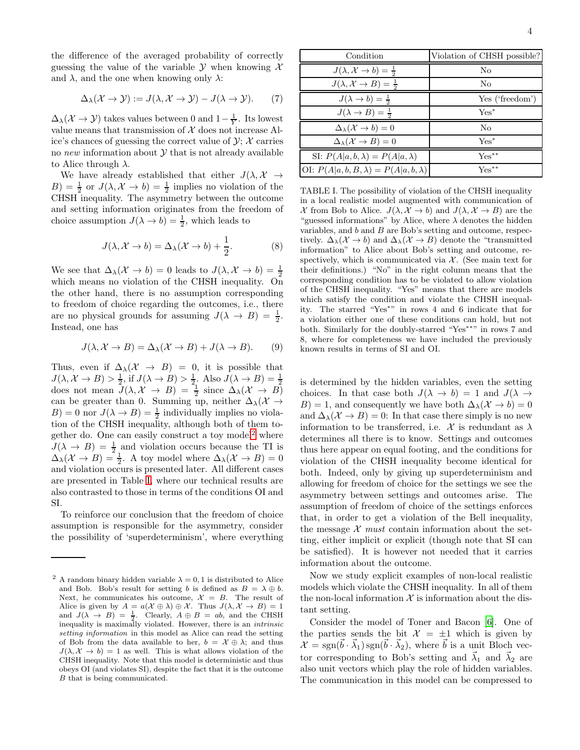the difference of the averaged probability of correctly guessing the value of the variable $\mathcal{Y}$ when knowing $\mathcal{X}$ and $\lambda$, and the one when knowing only $\lambda$:

$$\Delta_\lambda(\mathcal{X} \to \mathcal{Y}) := J(\lambda, \mathcal{X} \to \mathcal{Y}) - J(\lambda \to \mathcal{Y}). \quad (7)$$

$\Delta_\lambda(\mathcal{X} \to \mathcal{Y})$ takes values between 0 and $1 - \frac{1}{Y}$. Its lowest value means that transmission of $\mathcal{X}$ does not increase Alice's chances of guessing the correct value of $\mathcal{Y}$; $\mathcal{X}$ carries no *new* information about $\mathcal{Y}$ that is not already available to Alice through $\lambda$.

We have already established that either $J(\lambda, \mathcal{X} \to B) = \frac{1}{2}$ or $J(\lambda, \mathcal{X} \to b) = \frac{1}{2}$ implies no violation of the CHSH inequality. The asymmetry between the outcome and setting information originates from the freedom of choice assumption $J(\lambda \to b) = \frac{1}{2}$, which leads to

$$J(\lambda, \mathcal{X} \to b) = \Delta_\lambda(\mathcal{X} \to b) + \frac{1}{2}. \quad (8)$$

We see that $\Delta_\lambda(\mathcal{X} \to b) = 0$ leads to $J(\lambda, \mathcal{X} \to b) = \frac{1}{2}$ which means no violation of the CHSH inequality. On the other hand, there is no assumption corresponding to freedom of choice regarding the outcomes, i.e., there are no physical grounds for assuming $J(\lambda \to B) = \frac{1}{2}$. Instead, one has

$$J(\lambda, \mathcal{X} \to B) = \Delta_\lambda(\mathcal{X} \to B) + J(\lambda \to B). \quad (9)$$

Thus, even if $\Delta_\lambda(\mathcal{X} \to B) = 0$, it is possible that $J(\lambda, \mathcal{X} \to B) > \frac{1}{2}$, if $J(\lambda \to B) > \frac{1}{2}$. Also $J(\lambda \to B) = \frac{1}{2}$ does not mean $J(\lambda, \mathcal{X} \to B) = \frac{1}{2}$ since $\Delta_\lambda(\mathcal{X} \to B)$ can be greater than 0. Summing up, neither $\Delta_\lambda(\mathcal{X} \to B) = 0$ nor $J(\lambda \to B) = \frac{1}{2}$ individually implies no violation of the CHSH inequality, although both of them together do. One can easily construct a toy model[2] where $J(\lambda \to B) = \frac{1}{2}$ and violation occurs because the TI is $\Delta_\lambda(\mathcal{X} \to B) = \frac{1}{2}$. A toy model where $\Delta_\lambda(\mathcal{X} \to B) = 0$ and violation occurs is presented later. All different cases are presented in Table I, where our technical results are also contrasted to those in terms of the conditions OI and SI.

To reinforce our conclusion that the freedom of choice assumption is responsible for the asymmetry, consider the possibility of 'superdeterminism', where everything is determined by the hidden variables, even the setting choices. In that case both $J(\lambda \to b) = 1$ and $J(\lambda \to B) = 1$, and consequently we have both $\Delta_\lambda(\mathcal{X} \to b) = 0$ and $\Delta_\lambda(\mathcal{X} \to B) = 0$: In that case there simply is no new information to be transferred, i.e. $\mathcal{X}$ is redundant as $\lambda$ determines all there is to know. Settings and outcomes thus here appear on equal footing, and the conditions for violation of the CHSH inequality become identical for both. Indeed, only by giving up superdeterminism and allowing for freedom of choice for the settings we see the asymmetry between settings and outcomes arise. The assumption of freedom of choice of the settings enforces that, in order to get a violation of the Bell inequality, the message $\mathcal{X}$ *must* contain information about the setting, either implicit or explicit (though note that SI can be satisfied). It is however not needed that it carries information about the outcome.

| Condition | Violation of CHSH possible? |
|---|---|
| $J(\lambda, \mathcal{X} \to b) = \frac{1}{2}$ | No |
| $J(\lambda, \mathcal{X} \to B) = \frac{1}{2}$ | No |
| $J(\lambda \to b) = \frac{1}{2}$ | Yes ('freedom') |
| $J(\lambda \to B) = \frac{1}{2}$ | Yes* |
| $\Delta_\lambda(\mathcal{X} \to b) = 0$ | No |
| $\Delta_\lambda(\mathcal{X} \to B) = 0$ | Yes* |
| SI: $P(A\|a, b, \lambda) = P(A\|a, \lambda)$ | Yes** |
| OI: $P(A\|a, b, B, \lambda) = P(A\|a, b, \lambda)$ | Yes** |

TABLE I. The possibility of violation of the CHSH inequality in a local realistic model augmented with communication of $\mathcal{X}$ from Bob to Alice. $J(\lambda, \mathcal{X} \to b)$ and $J(\lambda, \mathcal{X} \to B)$ are the "guessed informations" by Alice, where $\lambda$ denotes the hidden variables, and $b$ and $B$ are Bob's setting and outcome, respectively. $\Delta_\lambda(\mathcal{X} \to b)$ and $\Delta_\lambda(\mathcal{X} \to B)$ denote the "transmitted information" to Alice about Bob's setting and outcome, respectively, which is communicated via $\mathcal{X}$. (See main text for their definitions.) "No" in the right column means that the corresponding condition has to be violated to allow violation of the CHSH inequality. "Yes" means that there are models which satisfy the condition and violate the CHSH inequality. The starred "Yes*" in rows 4 and 6 indicate that for a violation either one of these conditions can hold, but not both. Similarly for the doubly-starred "Yes**" in rows 7 and 8, where for completeness we have included the previously known results in terms of SI and OI.

Now we study explicit examples of non-local realistic models which violate the CHSH inequality. In all of them the non-local information $\mathcal{X}$ is information about the distant setting.

Consider the model of Toner and Bacon [6]. One of the parties sends the bit $\mathcal{X} = \pm 1$ which is given by $\mathcal{X} = \mathrm{sgn}(\vec{b} \cdot \vec{\lambda}_1)\, \mathrm{sgn}(\vec{b} \cdot \vec{\lambda}_2)$, where $\vec{b}$ is a unit Bloch vector corresponding to Bob's setting and $\vec{\lambda}_1$ and $\vec{\lambda}_2$ are also unit vectors which play the role of hidden variables. The communication in this model can be compressed to

[2] A random binary hidden variable $\lambda = 0, 1$ is distributed to Alice and Bob. Bob's result for setting $b$ is defined as $B = \lambda \oplus b$. Next, he communicates his outcome, $\mathcal{X} = B$. The result of Alice is given by $A = a(\mathcal{X} \oplus \lambda) \oplus \mathcal{X}$. Thus $J(\lambda, \mathcal{X} \to B) = 1$ and $J(\lambda \to B) = \frac{1}{2}$. Clearly, $A \oplus B = ab$, and the CHSH inequality is maximally violated. However, there is an *intrinsic setting information* in this model as Alice can read the setting of Bob from the data available to her, $b = \mathcal{X} \oplus \lambda$; and thus $J(\lambda, \mathcal{X} \to b) = 1$ as well. This is what allows violation of the CHSH inequality. Note that this model is deterministic and thus obeys OI (and violates SI), despite the fact that it is the outcome $B$ that is being communicated.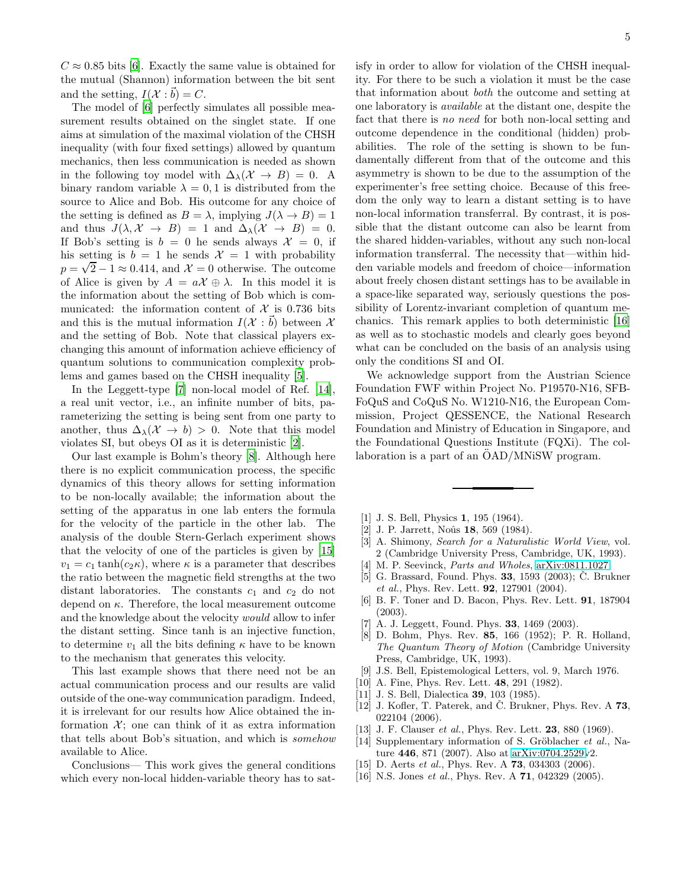$C \approx 0.85$ bits [6]. Exactly the same value is obtained for the mutual (Shannon) information between the bit sent and the setting, $I(\mathcal{X} : \vec{b}) = C$.

The model of [6] perfectly simulates all possible measurement results obtained on the singlet state. If one aims at simulation of the maximal violation of the CHSH inequality (with four fixed settings) allowed by quantum mechanics, then less communication is needed as shown in the following toy model with $\Delta_\lambda(\mathcal{X} \to B) = 0$. A binary random variable $\lambda = 0, 1$ is distributed from the source to Alice and Bob. His outcome for any choice of the setting is defined as $B = \lambda$, implying $J(\lambda \to B) = 1$ and thus $J(\lambda, \mathcal{X} \to B) = 1$ and $\Delta_\lambda(\mathcal{X} \to B) = 0$. If Bob's setting is $b = 0$ he sends always $\mathcal{X} = 0$, if his setting is $b = 1$ he sends $\mathcal{X} = 1$ with probability $p = \sqrt{2} - 1 \approx 0.414$, and $\mathcal{X} = 0$ otherwise. The outcome of Alice is given by $A = a\mathcal{X} \oplus \lambda$. In this model it is the information about the setting of Bob which is communicated: the information content of $\mathcal{X}$ is 0.736 bits and this is the mutual information $I(\mathcal{X} : \vec{b})$ between $\mathcal{X}$ and the setting of Bob. Note that classical players exchanging this amount of information achieve efficiency of quantum solutions to communication complexity problems and games based on the CHSH inequality [5].

In the Leggett-type [7] non-local model of Ref. [14], a real unit vector, i.e., an infinite number of bits, parameterizing the setting is being sent from one party to another, thus $\Delta_\lambda(\mathcal{X} \to b) > 0$. Note that this model violates SI, but obeys OI as it is deterministic [2].

Our last example is Bohm's theory [8]. Although here there is no explicit communication process, the specific dynamics of this theory allows for setting information to be non-locally available; the information about the setting of the apparatus in one lab enters the formula for the velocity of the particle in the other lab. The analysis of the double Stern-Gerlach experiment shows that the velocity of one of the particles is given by [15] $v_1 = c_1 \tanh(c_2 \kappa)$, where $\kappa$ is a parameter that describes the ratio between the magnetic field strengths at the two distant laboratories. The constants $c_1$ and $c_2$ do not depend on $\kappa$. Therefore, the local measurement outcome and the knowledge about the velocity *would* allow to infer the distant setting. Since tanh is an injective function, to determine $v_1$ all the bits defining $\kappa$ have to be known to the mechanism that generates this velocity.

This last example shows that there need not be an actual communication process and our results are valid outside of the one-way communication paradigm. Indeed, it is irrelevant for our results how Alice obtained the information $\mathcal{X}$; one can think of it as extra information that tells about Bob's situation, and which is *somehow* available to Alice.

Conclusions— This work gives the general conditions which every non-local hidden-variable theory has to satisfy in order to allow for violation of the CHSH inequality. For there to be such a violation it must be the case that information about *both* the outcome and setting at one laboratory is *available* at the distant one, despite the fact that there is *no need* for both non-local setting and outcome dependence in the conditional (hidden) probabilities. The role of the setting is shown to be fundamentally different from that of the outcome and this asymmetry is shown to be due to the assumption of the experimenter's free setting choice. Because of this freedom the only way to learn a distant setting is to have non-local information transferral. By contrast, it is possible that the distant outcome can also be learnt from the shared hidden-variables, without any such non-local information transferral. The necessity that—within hidden variable models and freedom of choice—information about freely chosen distant settings has to be available in a space-like separated way, seriously questions the possibility of Lorentz-invariant completion of quantum mechanics. This remark applies to both deterministic [16] as well as to stochastic models and clearly goes beyond what can be concluded on the basis of an analysis using only the conditions SI and OI.

We acknowledge support from the Austrian Science Foundation FWF within Project No. P19570-N16, SFB-FoQuS and CoQuS No. W1210-N16, the European Commission, Project QESSENCE, the National Research Foundation and Ministry of Education in Singapore, and the Foundational Questions Institute (FQXi). The collaboration is a part of an ÖAD/MNiSW program.

---

- [1] J. S. Bell, Physics **1**, 195 (1964).
- [2] J. P. Jarrett, Noûs **18**, 569 (1984).
- [3] A. Shimony, *Search for a Naturalistic World View*, vol. 2 (Cambridge University Press, Cambridge, UK, 1993).
- [4] M. P. Seevinck, *Parts and Wholes*, arXiv:0811.1027.
- [5] G. Brassard, Found. Phys. **33**, 1593 (2003); Č. Brukner *et al.*, Phys. Rev. Lett. **92**, 127901 (2004).
- [6] B. F. Toner and D. Bacon, Phys. Rev. Lett. **91**, 187904 (2003).
- [7] A. J. Leggett, Found. Phys. **33**, 1469 (2003).
- [8] D. Bohm, Phys. Rev. **85**, 166 (1952); P. R. Holland, *The Quantum Theory of Motion* (Cambridge University Press, Cambridge, UK, 1993).
- [9] J.S. Bell, Epistemological Letters, vol. 9, March 1976.
- [10] A. Fine, Phys. Rev. Lett. **48**, 291 (1982).
- [11] J. S. Bell, Dialectica **39**, 103 (1985).
- [12] J. Kofler, T. Paterek, and Č. Brukner, Phys. Rev. A **73**, 022104 (2006).
- [13] J. F. Clauser *et al.*, Phys. Rev. Lett. **23**, 880 (1969).
- [14] Supplementary information of S. Gröblacher *et al.*, Nature **446**, 871 (2007). Also at arXiv:0704.2529v2.
- [15] D. Aerts *et al.*, Phys. Rev. A **73**, 034303 (2006).
- [16] N.S. Jones *et al.*, Phys. Rev. A **71**, 042329 (2005).